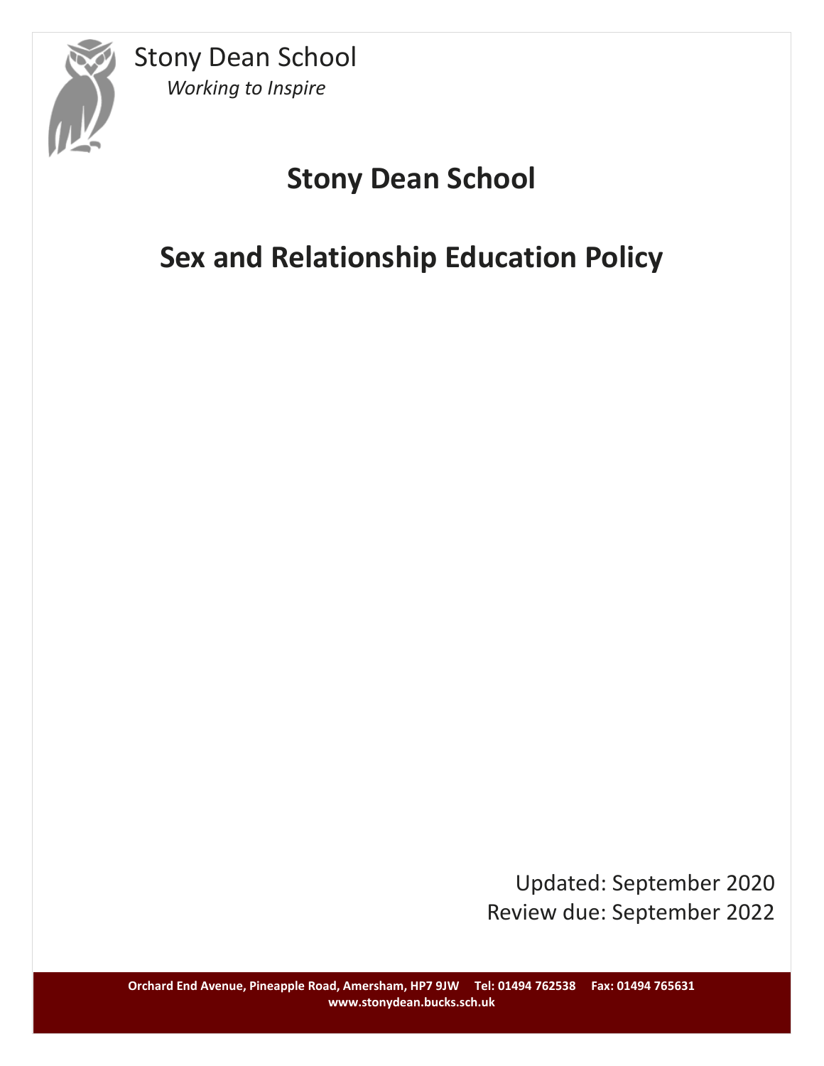Stony Dean School

*Working to Inspire*

# Stony Dean School

# Sex and Relationship Education Policy

Updated: September 2020

Review due: September 2022

**Orchard End Avenue, Pineapple Road, Amersham, HP7 9JW Tel: 01494 762538 Fax: 01494 765631**
**www.stonydean.bucks.sch.uk**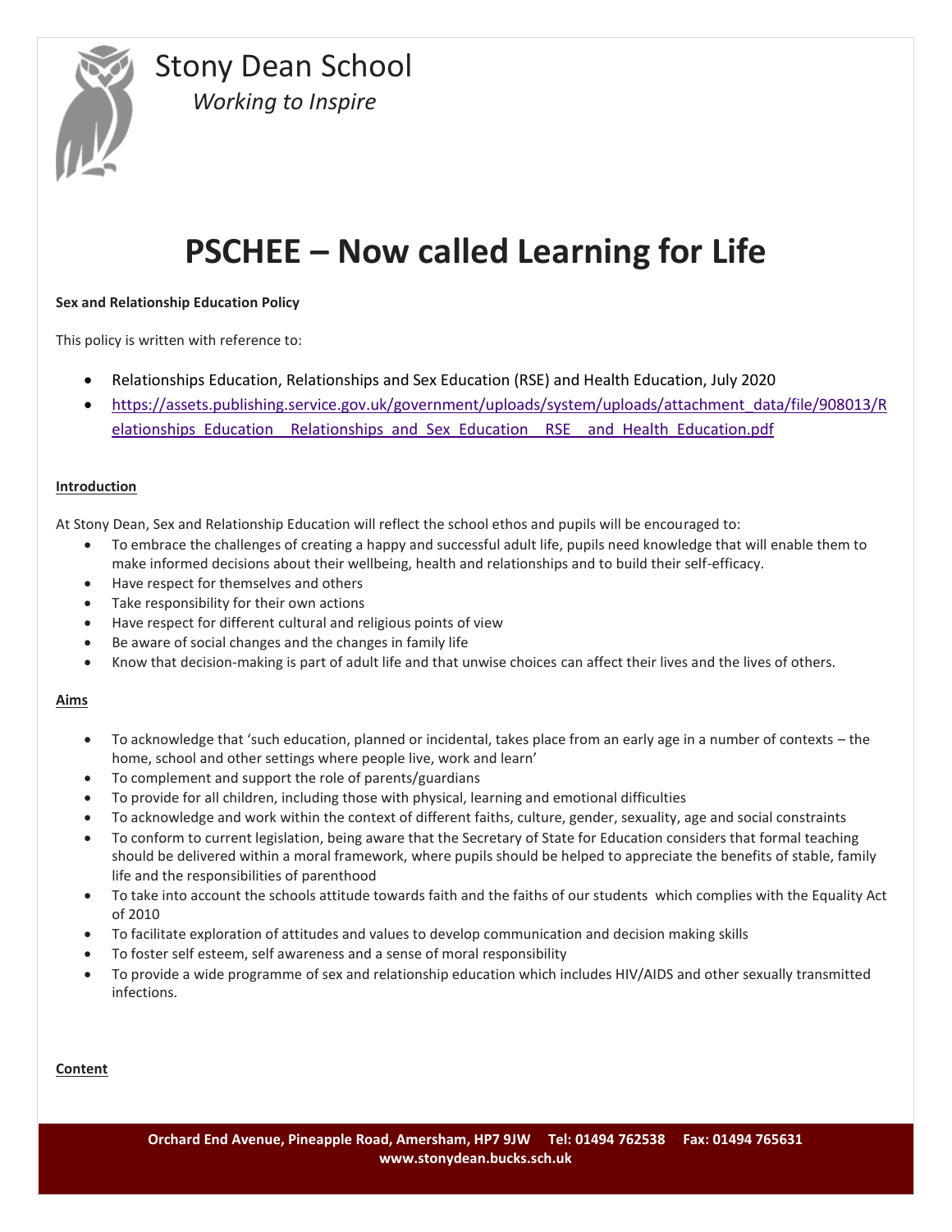Stony Dean School

*Working to Inspire*

# PSCHEE – Now called Learning for Life

**Sex and Relationship Education Policy**

This policy is written with reference to:

- Relationships Education, Relationships and Sex Education (RSE) and Health Education, July 2020
- https://assets.publishing.service.gov.uk/government/uploads/system/uploads/attachment_data/file/908013/Relationships_Education__Relationships_and_Sex_Education__RSE__and_Health_Education.pdf

**Introduction**

At Stony Dean, Sex and Relationship Education will reflect the school ethos and pupils will be encouraged to:

- To embrace the challenges of creating a happy and successful adult life, pupils need knowledge that will enable them to make informed decisions about their wellbeing, health and relationships and to build their self-efficacy.
- Have respect for themselves and others
- Take responsibility for their own actions
- Have respect for different cultural and religious points of view
- Be aware of social changes and the changes in family life
- Know that decision-making is part of adult life and that unwise choices can affect their lives and the lives of others.

**Aims**

- To acknowledge that 'such education, planned or incidental, takes place from an early age in a number of contexts – the home, school and other settings where people live, work and learn'
- To complement and support the role of parents/guardians
- To provide for all children, including those with physical, learning and emotional difficulties
- To acknowledge and work within the context of different faiths, culture, gender, sexuality, age and social constraints
- To conform to current legislation, being aware that the Secretary of State for Education considers that formal teaching should be delivered within a moral framework, where pupils should be helped to appreciate the benefits of stable, family life and the responsibilities of parenthood
- To take into account the schools attitude towards faith and the faiths of our students which complies with the Equality Act of 2010
- To facilitate exploration of attitudes and values to develop communication and decision making skills
- To foster self esteem, self awareness and a sense of moral responsibility
- To provide a wide programme of sex and relationship education which includes HIV/AIDS and other sexually transmitted infections.

**Content**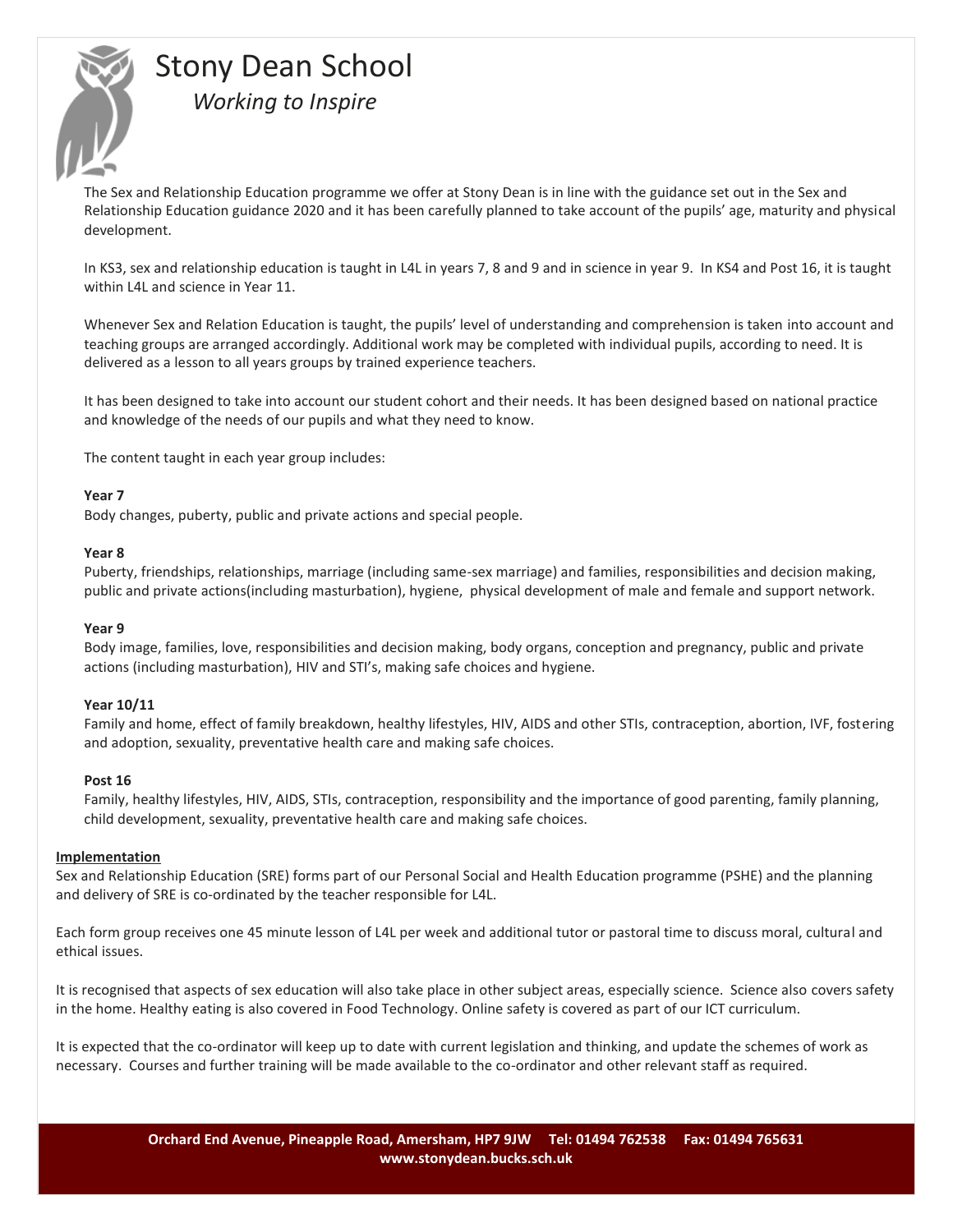The Sex and Relationship Education programme we offer at Stony Dean is in line with the guidance set out in the Sex and Relationship Education guidance 2020 and it has been carefully planned to take account of the pupils' age, maturity and physical development.

In KS3, sex and relationship education is taught in L4L in years 7, 8 and 9 and in science in year 9. In KS4 and Post 16, it is taught within L4L and science in Year 11.

Whenever Sex and Relation Education is taught, the pupils' level of understanding and comprehension is taken into account and teaching groups are arranged accordingly. Additional work may be completed with individual pupils, according to need. It is delivered as a lesson to all years groups by trained experience teachers.

It has been designed to take into account our student cohort and their needs. It has been designed based on national practice and knowledge of the needs of our pupils and what they need to know.

The content taught in each year group includes:

**Year 7**
Body changes, puberty, public and private actions and special people.

**Year 8**
Puberty, friendships, relationships, marriage (including same-sex marriage) and families, responsibilities and decision making, public and private actions(including masturbation), hygiene, physical development of male and female and support network.

**Year 9**
Body image, families, love, responsibilities and decision making, body organs, conception and pregnancy, public and private actions (including masturbation), HIV and STI's, making safe choices and hygiene.

**Year 10/11**
Family and home, effect of family breakdown, healthy lifestyles, HIV, AIDS and other STIs, contraception, abortion, IVF, fostering and adoption, sexuality, preventative health care and making safe choices.

**Post 16**
Family, healthy lifestyles, HIV, AIDS, STIs, contraception, responsibility and the importance of good parenting, family planning, child development, sexuality, preventative health care and making safe choices.

**Implementation**

Sex and Relationship Education (SRE) forms part of our Personal Social and Health Education programme (PSHE) and the planning and delivery of SRE is co-ordinated by the teacher responsible for L4L.

Each form group receives one 45 minute lesson of L4L per week and additional tutor or pastoral time to discuss moral, cultural and ethical issues.

It is recognised that aspects of sex education will also take place in other subject areas, especially science. Science also covers safety in the home. Healthy eating is also covered in Food Technology. Online safety is covered as part of our ICT curriculum.

It is expected that the co-ordinator will keep up to date with current legislation and thinking, and update the schemes of work as necessary. Courses and further training will be made available to the co-ordinator and other relevant staff as required.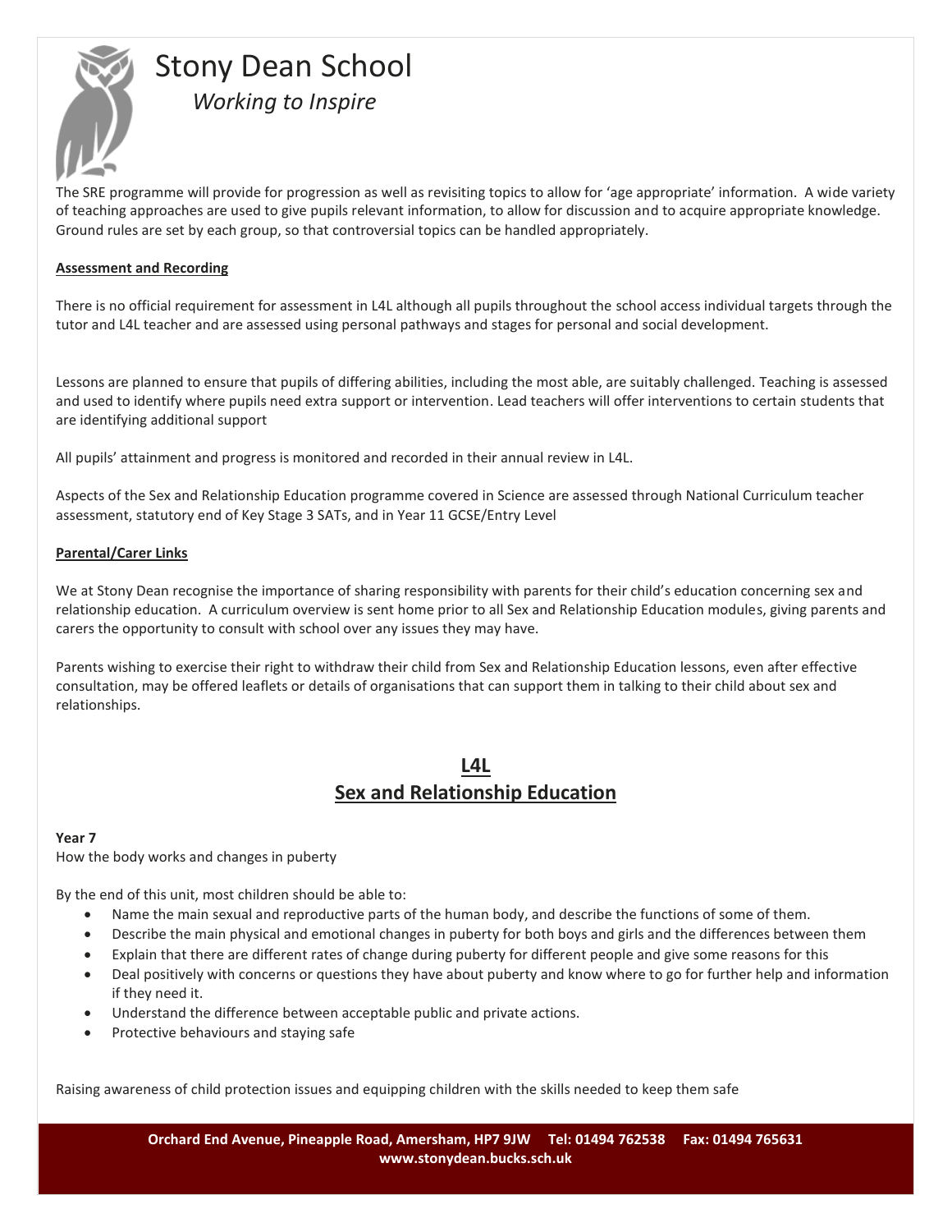The SRE programme will provide for progression as well as revisiting topics to allow for 'age appropriate' information. A wide variety of teaching approaches are used to give pupils relevant information, to allow for discussion and to acquire appropriate knowledge. Ground rules are set by each group, so that controversial topics can be handled appropriately.

**Assessment and Recording**

There is no official requirement for assessment in L4L although all pupils throughout the school access individual targets through the tutor and L4L teacher and are assessed using personal pathways and stages for personal and social development.

Lessons are planned to ensure that pupils of differing abilities, including the most able, are suitably challenged. Teaching is assessed and used to identify where pupils need extra support or intervention. Lead teachers will offer interventions to certain students that are identifying additional support

All pupils' attainment and progress is monitored and recorded in their annual review in L4L.

Aspects of the Sex and Relationship Education programme covered in Science are assessed through National Curriculum teacher assessment, statutory end of Key Stage 3 SATs, and in Year 11 GCSE/Entry Level

**Parental/Carer Links**

We at Stony Dean recognise the importance of sharing responsibility with parents for their child's education concerning sex and relationship education. A curriculum overview is sent home prior to all Sex and Relationship Education modules, giving parents and carers the opportunity to consult with school over any issues they may have.

Parents wishing to exercise their right to withdraw their child from Sex and Relationship Education lessons, even after effective consultation, may be offered leaflets or details of organisations that can support them in talking to their child about sex and relationships.

## L4L
## Sex and Relationship Education

**Year 7**
How the body works and changes in puberty

By the end of this unit, most children should be able to:

- Name the main sexual and reproductive parts of the human body, and describe the functions of some of them.
- Describe the main physical and emotional changes in puberty for both boys and girls and the differences between them
- Explain that there are different rates of change during puberty for different people and give some reasons for this
- Deal positively with concerns or questions they have about puberty and know where to go for further help and information if they need it.
- Understand the difference between acceptable public and private actions.
- Protective behaviours and staying safe

Raising awareness of child protection issues and equipping children with the skills needed to keep them safe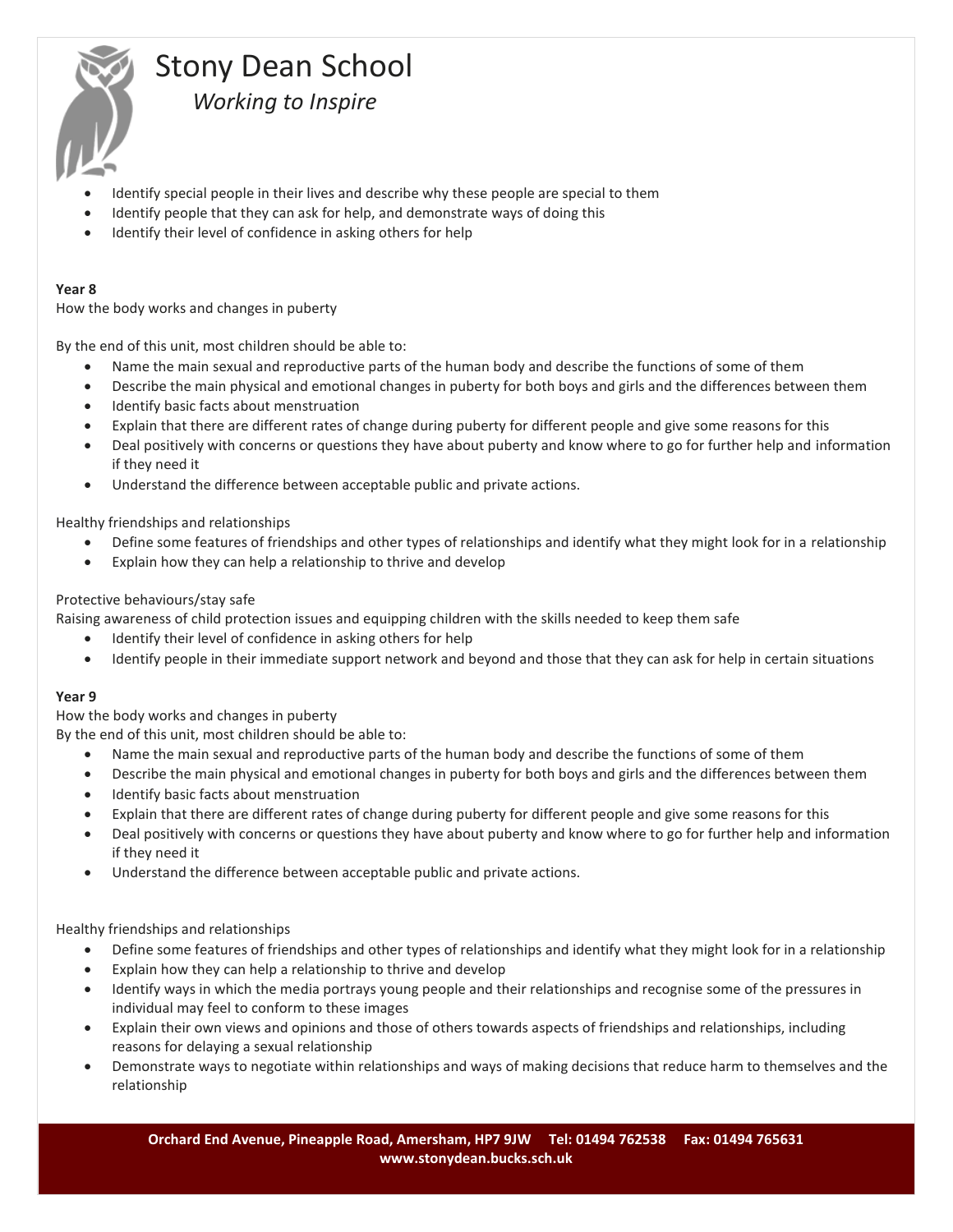- Identify special people in their lives and describe why these people are special to them
- Identify people that they can ask for help, and demonstrate ways of doing this
- Identify their level of confidence in asking others for help

**Year 8**

How the body works and changes in puberty

By the end of this unit, most children should be able to:

- Name the main sexual and reproductive parts of the human body and describe the functions of some of them
- Describe the main physical and emotional changes in puberty for both boys and girls and the differences between them
- Identify basic facts about menstruation
- Explain that there are different rates of change during puberty for different people and give some reasons for this
- Deal positively with concerns or questions they have about puberty and know where to go for further help and information if they need it
- Understand the difference between acceptable public and private actions.

Healthy friendships and relationships

- Define some features of friendships and other types of relationships and identify what they might look for in a relationship
- Explain how they can help a relationship to thrive and develop

Protective behaviours/stay safe

Raising awareness of child protection issues and equipping children with the skills needed to keep them safe

- Identify their level of confidence in asking others for help
- Identify people in their immediate support network and beyond and those that they can ask for help in certain situations

**Year 9**

How the body works and changes in puberty

By the end of this unit, most children should be able to:

- Name the main sexual and reproductive parts of the human body and describe the functions of some of them
- Describe the main physical and emotional changes in puberty for both boys and girls and the differences between them
- Identify basic facts about menstruation
- Explain that there are different rates of change during puberty for different people and give some reasons for this
- Deal positively with concerns or questions they have about puberty and know where to go for further help and information if they need it
- Understand the difference between acceptable public and private actions.

Healthy friendships and relationships

- Define some features of friendships and other types of relationships and identify what they might look for in a relationship
- Explain how they can help a relationship to thrive and develop
- Identify ways in which the media portrays young people and their relationships and recognise some of the pressures in individual may feel to conform to these images
- Explain their own views and opinions and those of others towards aspects of friendships and relationships, including reasons for delaying a sexual relationship
- Demonstrate ways to negotiate within relationships and ways of making decisions that reduce harm to themselves and the relationship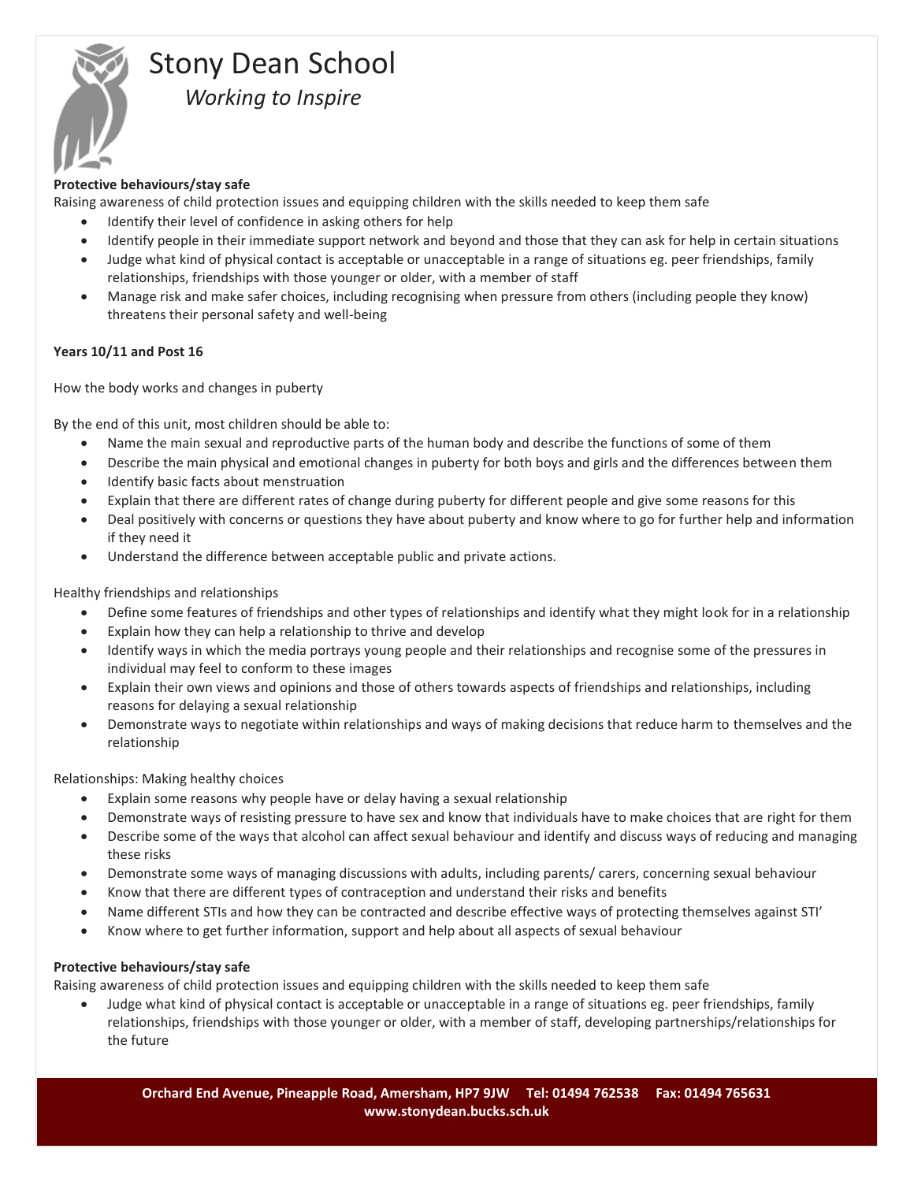**Protective behaviours/stay safe**

Raising awareness of child protection issues and equipping children with the skills needed to keep them safe

- Identify their level of confidence in asking others for help
- Identify people in their immediate support network and beyond and those that they can ask for help in certain situations
- Judge what kind of physical contact is acceptable or unacceptable in a range of situations eg. peer friendships, family relationships, friendships with those younger or older, with a member of staff
- Manage risk and make safer choices, including recognising when pressure from others (including people they know) threatens their personal safety and well-being

**Years 10/11 and Post 16**

How the body works and changes in puberty

By the end of this unit, most children should be able to:

- Name the main sexual and reproductive parts of the human body and describe the functions of some of them
- Describe the main physical and emotional changes in puberty for both boys and girls and the differences between them
- Identify basic facts about menstruation
- Explain that there are different rates of change during puberty for different people and give some reasons for this
- Deal positively with concerns or questions they have about puberty and know where to go for further help and information if they need it
- Understand the difference between acceptable public and private actions.

Healthy friendships and relationships

- Define some features of friendships and other types of relationships and identify what they might look for in a relationship
- Explain how they can help a relationship to thrive and develop
- Identify ways in which the media portrays young people and their relationships and recognise some of the pressures in individual may feel to conform to these images
- Explain their own views and opinions and those of others towards aspects of friendships and relationships, including reasons for delaying a sexual relationship
- Demonstrate ways to negotiate within relationships and ways of making decisions that reduce harm to themselves and the relationship

Relationships: Making healthy choices

- Explain some reasons why people have or delay having a sexual relationship
- Demonstrate ways of resisting pressure to have sex and know that individuals have to make choices that are right for them
- Describe some of the ways that alcohol can affect sexual behaviour and identify and discuss ways of reducing and managing these risks
- Demonstrate some ways of managing discussions with adults, including parents/ carers, concerning sexual behaviour
- Know that there are different types of contraception and understand their risks and benefits
- Name different STIs and how they can be contracted and describe effective ways of protecting themselves against STI'
- Know where to get further information, support and help about all aspects of sexual behaviour

**Protective behaviours/stay safe**

Raising awareness of child protection issues and equipping children with the skills needed to keep them safe

- Judge what kind of physical contact is acceptable or unacceptable in a range of situations eg. peer friendships, family relationships, friendships with those younger or older, with a member of staff, developing partnerships/relationships for the future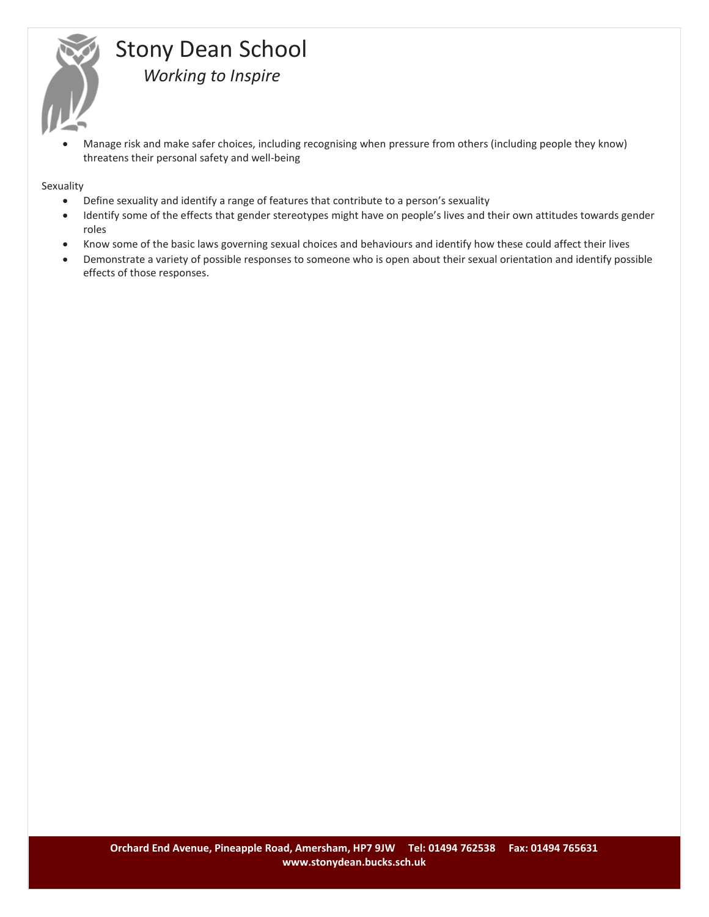- Manage risk and make safer choices, including recognising when pressure from others (including people they know) threatens their personal safety and well-being

Sexuality

- Define sexuality and identify a range of features that contribute to a person's sexuality
- Identify some of the effects that gender stereotypes might have on people's lives and their own attitudes towards gender roles
- Know some of the basic laws governing sexual choices and behaviours and identify how these could affect their lives
- Demonstrate a variety of possible responses to someone who is open about their sexual orientation and identify possible effects of those responses.